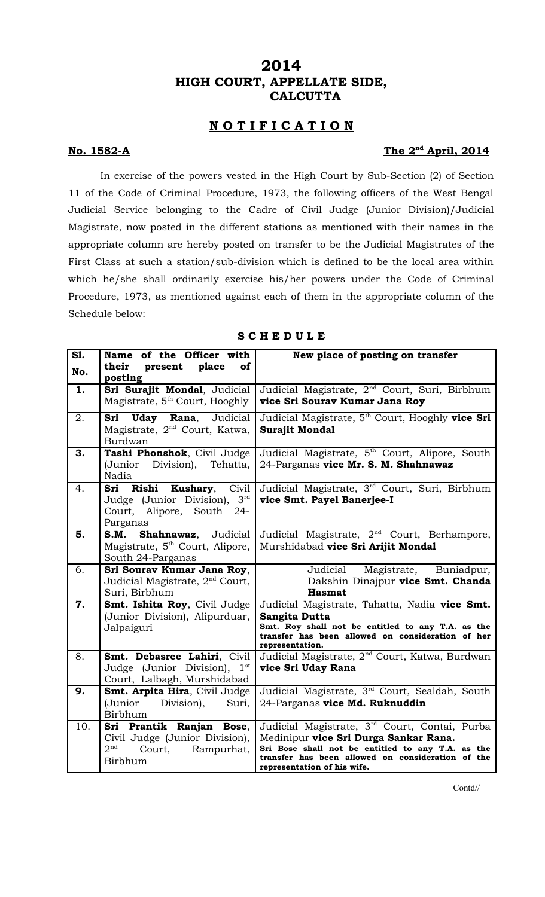# 2014
# HIGH COURT, APPELLATE SIDE, CALCUTTA

## N O T I F I C A T I O N

**No. 1582-A** **The 2nd April, 2014**

In exercise of the powers vested in the High Court by Sub-Section (2) of Section 11 of the Code of Criminal Procedure, 1973, the following officers of the West Bengal Judicial Service belonging to the Cadre of Civil Judge (Junior Division)/Judicial Magistrate, now posted in the different stations as mentioned with their names in the appropriate column are hereby posted on transfer to be the Judicial Magistrates of the First Class at such a station/sub-division which is defined to be the local area within which he/she shall ordinarily exercise his/her powers under the Code of Criminal Procedure, 1973, as mentioned against each of them in the appropriate column of the Schedule below:

**S C H E D U L E**

| Sl. No. | Name of the Officer with their present place of posting | New place of posting on transfer |
|---|---|---|
| **1.** | **Sri Surajit Mondal**, Judicial Magistrate, 5th Court, Hooghly | Judicial Magistrate, 2nd Court, Suri, Birbhum **vice Sri Sourav Kumar Jana Roy** |
| 2. | **Sri Uday Rana**, Judicial Magistrate, 2nd Court, Katwa, Burdwan | Judicial Magistrate, 5th Court, Hooghly **vice Sri Surajit Mondal** |
| **3.** | **Tashi Phonshok**, Civil Judge (Junior Division), Tehatta, Nadia | Judicial Magistrate, 5th Court, Alipore, South 24-Parganas **vice Mr. S. M. Shahnawaz** |
| 4. | **Sri Rishi Kushary**, Civil Judge (Junior Division), 3rd Court, Alipore, South 24-Parganas | Judicial Magistrate, 3rd Court, Suri, Birbhum **vice Smt. Payel Banerjee-I** |
| **5.** | **S.M. Shahnawaz**, Judicial Magistrate, 5th Court, Alipore, South 24-Parganas | Judicial Magistrate, 2nd Court, Berhampore, Murshidabad **vice Sri Arijit Mondal** |
| 6. | **Sri Sourav Kumar Jana Roy**, Judicial Magistrate, 2nd Court, Suri, Birbhum | Judicial Magistrate, Buniadpur, Dakshin Dinajpur **vice Smt. Chanda Hasmat** |
| **7.** | **Smt. Ishita Roy**, Civil Judge (Junior Division), Alipurduar, Jalpaiguri | Judicial Magistrate, Tahatta, Nadia **vice Smt. Sangita Dutta** **Smt. Roy shall not be entitled to any T.A. as the transfer has been allowed on consideration of her representation.** |
| 8. | **Smt. Debasree Lahiri**, Civil Judge (Junior Division), 1st Court, Lalbagh, Murshidabad | Judicial Magistrate, 2nd Court, Katwa, Burdwan **vice Sri Uday Rana** |
| **9.** | **Smt. Arpita Hira**, Civil Judge (Junior Division), Suri, Birbhum | Judicial Magistrate, 3rd Court, Sealdah, South 24-Parganas **vice Md. Ruknuddin** |
| 10. | **Sri Prantik Ranjan Bose**, Civil Judge (Junior Division), 2nd Court, Rampurhat, Birbhum | Judicial Magistrate, 3rd Court, Contai, Purba Medinipur **vice Sri Durga Sankar Rana.** **Sri Bose shall not be entitled to any T.A. as the transfer has been allowed on consideration of the representation of his wife.** |

Contd//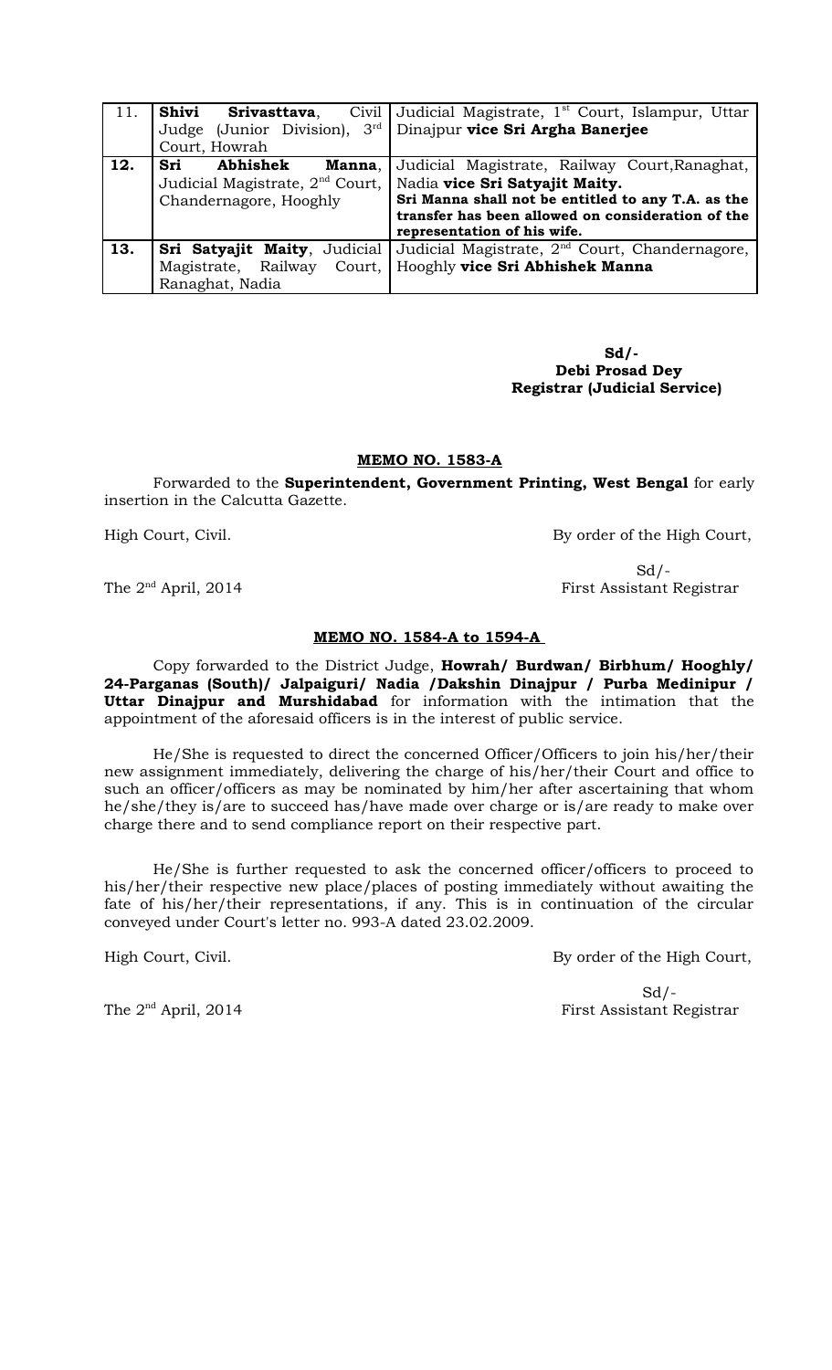| | | |
|---|---|---|
| 11. | **Shivi Srivasttava**, Civil Judge (Junior Division), 3rd Court, Howrah | Judicial Magistrate, 1st Court, Islampur, Uttar Dinajpur **vice Sri Argha Banerjee** |
| **12.** | **Sri Abhishek Manna**, Judicial Magistrate, 2nd Court, Chandernagore, Hooghly | Judicial Magistrate, Railway Court,Ranaghat, Nadia **vice Sri Satyajit Maity. Sri Manna shall not be entitled to any T.A. as the transfer has been allowed on consideration of the representation of his wife.** |
| **13.** | **Sri Satyajit Maity**, Judicial Magistrate, Railway Court, Ranaghat, Nadia | Judicial Magistrate, 2nd Court, Chandernagore, Hooghly **vice Sri Abhishek Manna** |

**Sd/-**
**Debi Prosad Dey**
**Registrar (Judicial Service)**

## MEMO NO. 1583-A

Forwarded to the **Superintendent, Government Printing, West Bengal** for early insertion in the Calcutta Gazette.

High Court, Civil. By order of the High Court,

Sd/-

The 2nd April, 2014 First Assistant Registrar

## MEMO NO. 1584-A to 1594-A

Copy forwarded to the District Judge, **Howrah/ Burdwan/ Birbhum/ Hooghly/ 24-Parganas (South)/ Jalpaiguri/ Nadia /Dakshin Dinajpur / Purba Medinipur / Uttar Dinajpur and Murshidabad** for information with the intimation that the appointment of the aforesaid officers is in the interest of public service.

He/She is requested to direct the concerned Officer/Officers to join his/her/their new assignment immediately, delivering the charge of his/her/their Court and office to such an officer/officers as may be nominated by him/her after ascertaining that whom he/she/they is/are to succeed has/have made over charge or is/are ready to make over charge there and to send compliance report on their respective part.

He/She is further requested to ask the concerned officer/officers to proceed to his/her/their respective new place/places of posting immediately without awaiting the fate of his/her/their representations, if any. This is in continuation of the circular conveyed under Court's letter no. 993-A dated 23.02.2009.

High Court, Civil. By order of the High Court,

Sd/-

The 2nd April, 2014 First Assistant Registrar